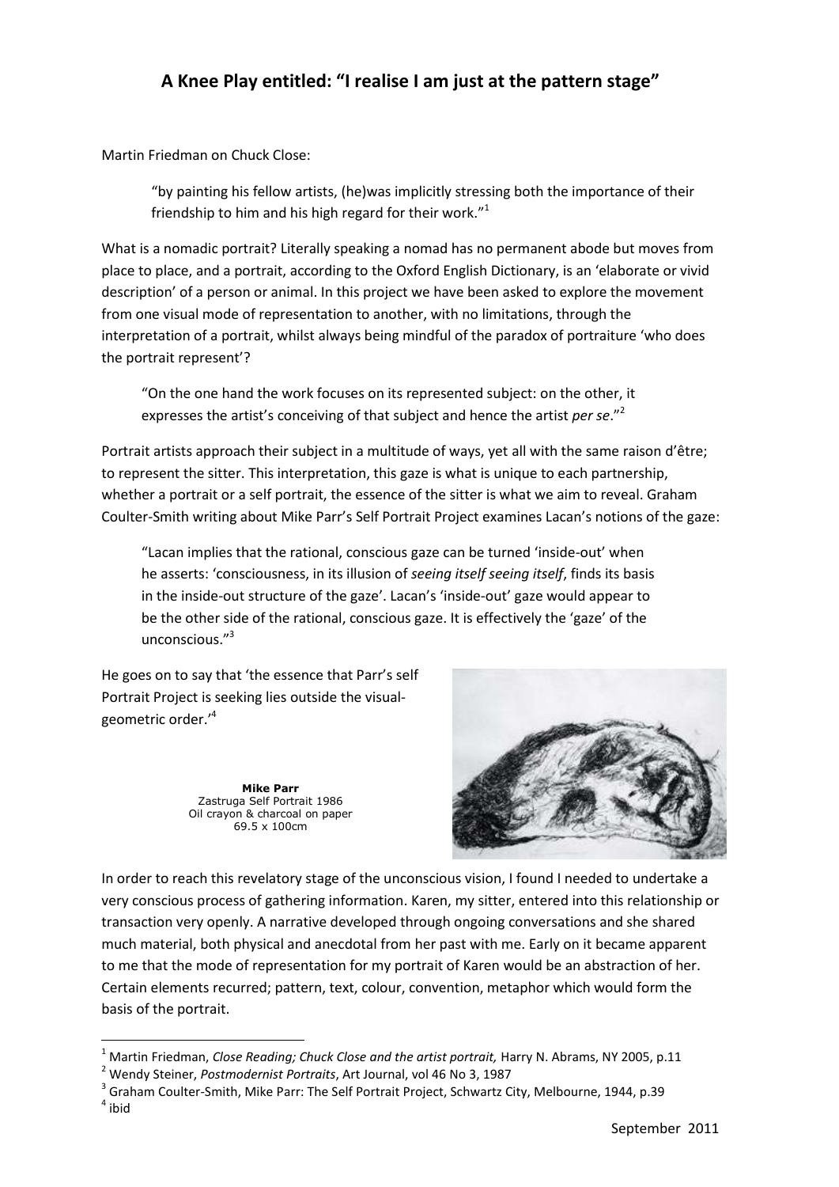## A Knee Play entitled: "I realise I am just at the pattern stage"

Martin Friedman on Chuck Close:

> "by painting his fellow artists, (he)was implicitly stressing both the importance of their friendship to him and his high regard for their work."[1]

What is a nomadic portrait? Literally speaking a nomad has no permanent abode but moves from place to place, and a portrait, according to the Oxford English Dictionary, is an 'elaborate or vivid description' of a person or animal. In this project we have been asked to explore the movement from one visual mode of representation to another, with no limitations, through the interpretation of a portrait, whilst always being mindful of the paradox of portraiture 'who does the portrait represent'?

> "On the one hand the work focuses on its represented subject: on the other, it expresses the artist's conceiving of that subject and hence the artist *per se*."[2]

Portrait artists approach their subject in a multitude of ways, yet all with the same raison d'être; to represent the sitter. This interpretation, this gaze is what is unique to each partnership, whether a portrait or a self portrait, the essence of the sitter is what we aim to reveal. Graham Coulter-Smith writing about Mike Parr's Self Portrait Project examines Lacan's notions of the gaze:

> "Lacan implies that the rational, conscious gaze can be turned 'inside-out' when he asserts: 'consciousness, in its illusion of *seeing itself seeing itself*, finds its basis in the inside-out structure of the gaze'. Lacan's 'inside-out' gaze would appear to be the other side of the rational, conscious gaze. It is effectively the 'gaze' of the unconscious."[3]

He goes on to say that 'the essence that Parr's self Portrait Project is seeking lies outside the visual-geometric order.'[4]

**Mike Parr**
Zastruga Self Portrait 1986
Oil crayon & charcoal on paper
69.5 x 100cm

In order to reach this revelatory stage of the unconscious vision, I found I needed to undertake a very conscious process of gathering information. Karen, my sitter, entered into this relationship or transaction very openly. A narrative developed through ongoing conversations and she shared much material, both physical and anecdotal from her past with me. Early on it became apparent to me that the mode of representation for my portrait of Karen would be an abstraction of her. Certain elements recurred; pattern, text, colour, convention, metaphor which would form the basis of the portrait.

---

[1] Martin Friedman, *Close Reading; Chuck Close and the artist portrait,* Harry N. Abrams, NY 2005, p.11
[2] Wendy Steiner, *Postmodernist Portraits*, Art Journal, vol 46 No 3, 1987
[3] Graham Coulter-Smith, Mike Parr: The Self Portrait Project, Schwartz City, Melbourne, 1944, p.39
[4] ibid

September 2011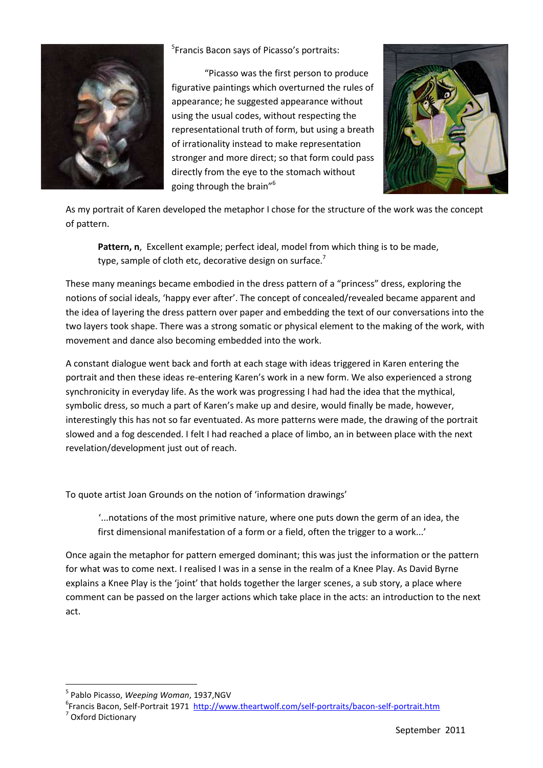[5]Francis Bacon says of Picasso's portraits:

> "Picasso was the first person to produce figurative paintings which overturned the rules of appearance; he suggested appearance without using the usual codes, without respecting the representational truth of form, but using a breath of irrationality instead to make representation stronger and more direct; so that form could pass directly from the eye to the stomach without going through the brain"[6]

As my portrait of Karen developed the metaphor I chose for the structure of the work was the concept of pattern.

> **Pattern, n**, Excellent example; perfect ideal, model from which thing is to be made, type, sample of cloth etc, decorative design on surface.[7]

These many meanings became embodied in the dress pattern of a "princess" dress, exploring the notions of social ideals, 'happy ever after'. The concept of concealed/revealed became apparent and the idea of layering the dress pattern over paper and embedding the text of our conversations into the two layers took shape. There was a strong somatic or physical element to the making of the work, with movement and dance also becoming embedded into the work.

A constant dialogue went back and forth at each stage with ideas triggered in Karen entering the portrait and then these ideas re-entering Karen's work in a new form. We also experienced a strong synchronicity in everyday life. As the work was progressing I had had the idea that the mythical, symbolic dress, so much a part of Karen's make up and desire, would finally be made, however, interestingly this has not so far eventuated. As more patterns were made, the drawing of the portrait slowed and a fog descended. I felt I had reached a place of limbo, an in between place with the next revelation/development just out of reach.

To quote artist Joan Grounds on the notion of 'information drawings'

> '...notations of the most primitive nature, where one puts down the germ of an idea, the first dimensional manifestation of a form or a field, often the trigger to a work...'

Once again the metaphor for pattern emerged dominant; this was just the information or the pattern for what was to come next. I realised I was in a sense in the realm of a Knee Play. As David Byrne explains a Knee Play is the 'joint' that holds together the larger scenes, a sub story, a place where comment can be passed on the larger actions which take place in the acts: an introduction to the next act.

---

[5] Pablo Picasso, *Weeping Woman*, 1937,NGV

[6] Francis Bacon, Self-Portrait 1971 http://www.theartwolf.com/self-portraits/bacon-self-portrait.htm

[7] Oxford Dictionary

September 2011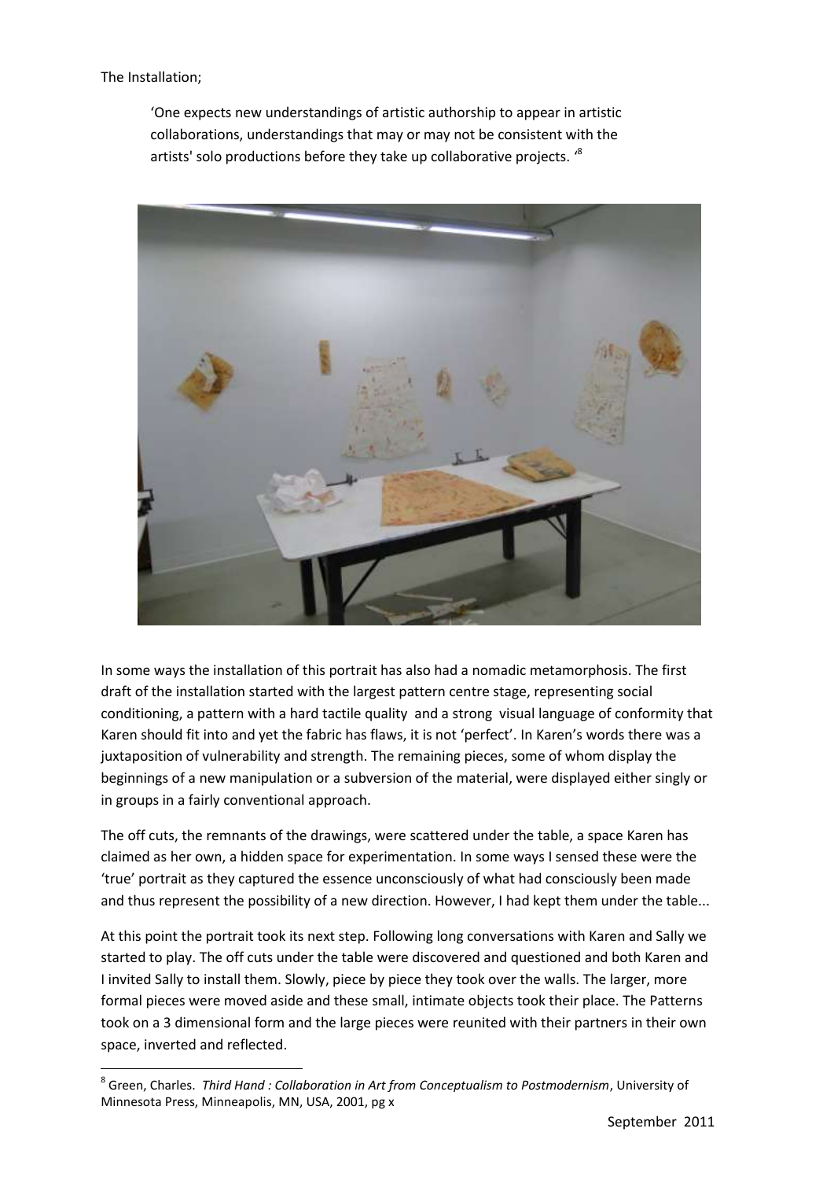The Installation;

> 'One expects new understandings of artistic authorship to appear in artistic collaborations, understandings that may or may not be consistent with the artists' solo productions before they take up collaborative projects. '[8]

In some ways the installation of this portrait has also had a nomadic metamorphosis. The first draft of the installation started with the largest pattern centre stage, representing social conditioning, a pattern with a hard tactile quality and a strong visual language of conformity that Karen should fit into and yet the fabric has flaws, it is not 'perfect'. In Karen's words there was a juxtaposition of vulnerability and strength. The remaining pieces, some of whom display the beginnings of a new manipulation or a subversion of the material, were displayed either singly or in groups in a fairly conventional approach.

The off cuts, the remnants of the drawings, were scattered under the table, a space Karen has claimed as her own, a hidden space for experimentation. In some ways I sensed these were the 'true' portrait as they captured the essence unconsciously of what had consciously been made and thus represent the possibility of a new direction. However, I had kept them under the table...

At this point the portrait took its next step. Following long conversations with Karen and Sally we started to play. The off cuts under the table were discovered and questioned and both Karen and I invited Sally to install them. Slowly, piece by piece they took over the walls. The larger, more formal pieces were moved aside and these small, intimate objects took their place. The Patterns took on a 3 dimensional form and the large pieces were reunited with their partners in their own space, inverted and reflected.

---

[8] Green, Charles. *Third Hand : Collaboration in Art from Conceptualism to Postmodernism*, University of Minnesota Press, Minneapolis, MN, USA, 2001, pg x

September 2011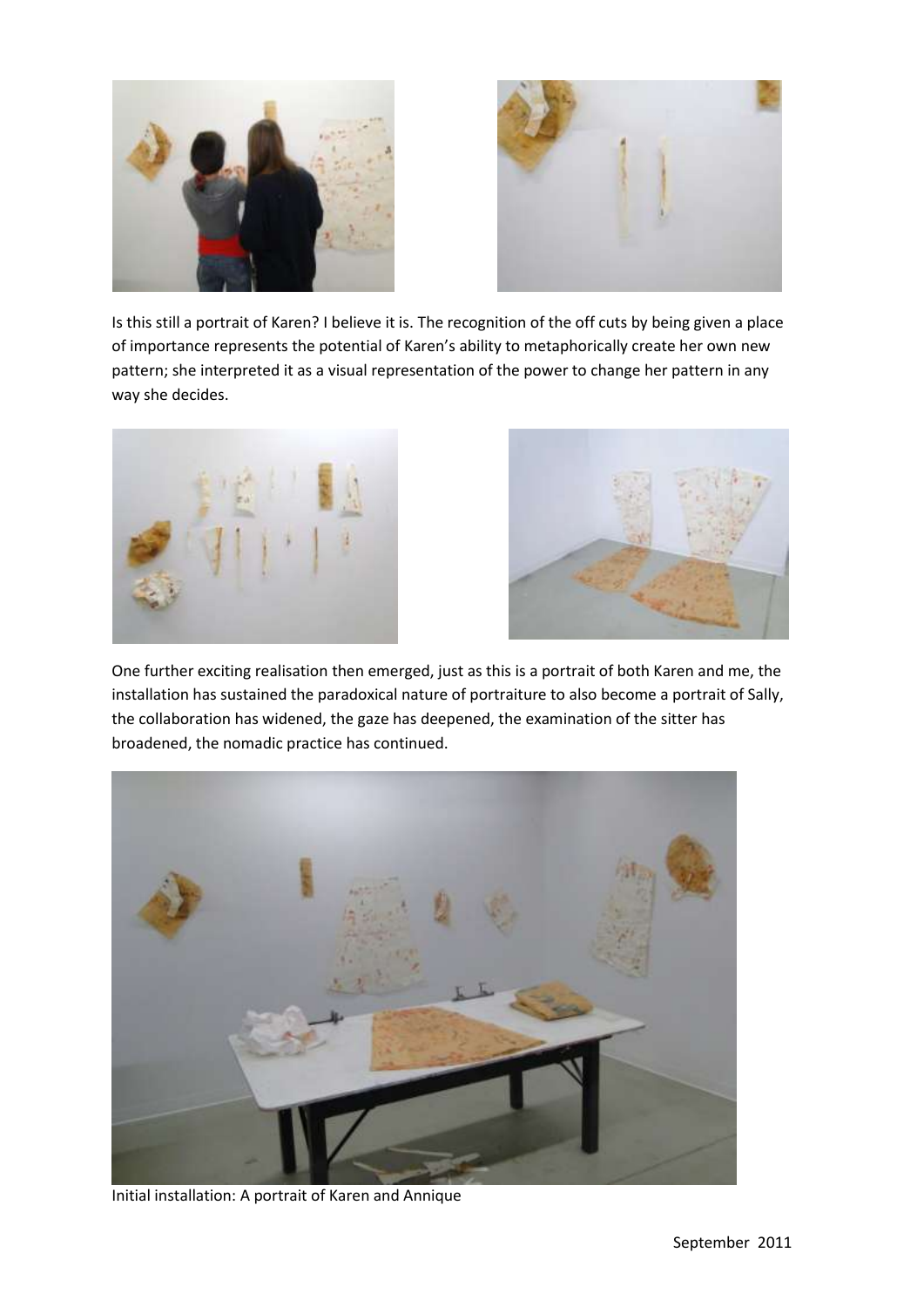Is this still a portrait of Karen? I believe it is. The recognition of the off cuts by being given a place of importance represents the potential of Karen's ability to metaphorically create her own new pattern; she interpreted it as a visual representation of the power to change her pattern in any way she decides.

One further exciting realisation then emerged, just as this is a portrait of both Karen and me, the installation has sustained the paradoxical nature of portraiture to also become a portrait of Sally, the collaboration has widened, the gaze has deepened, the examination of the sitter has broadened, the nomadic practice has continued.

Initial installation: A portrait of Karen and Annique

September 2011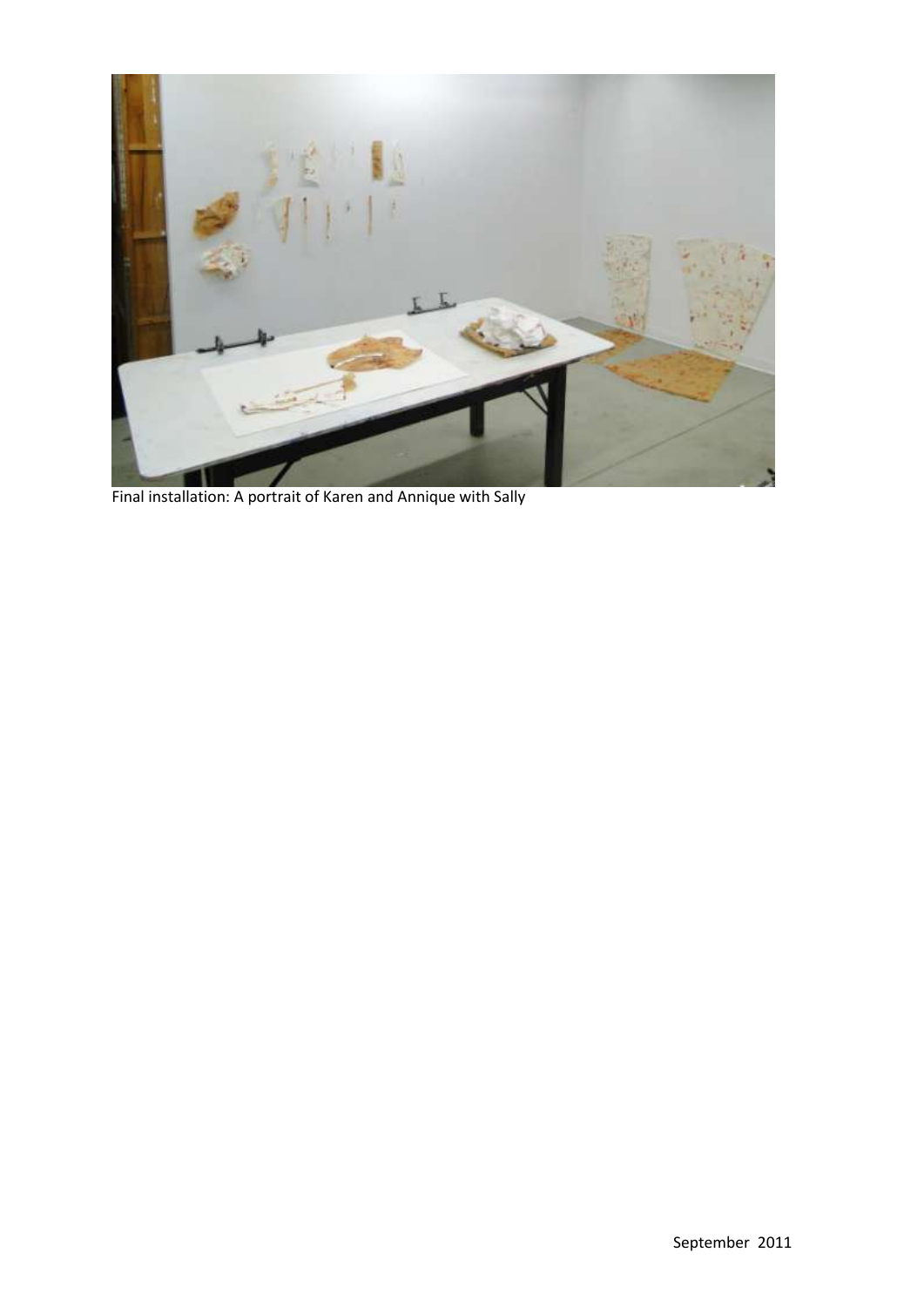Final installation: A portrait of Karen and Annique with Sally

September 2011